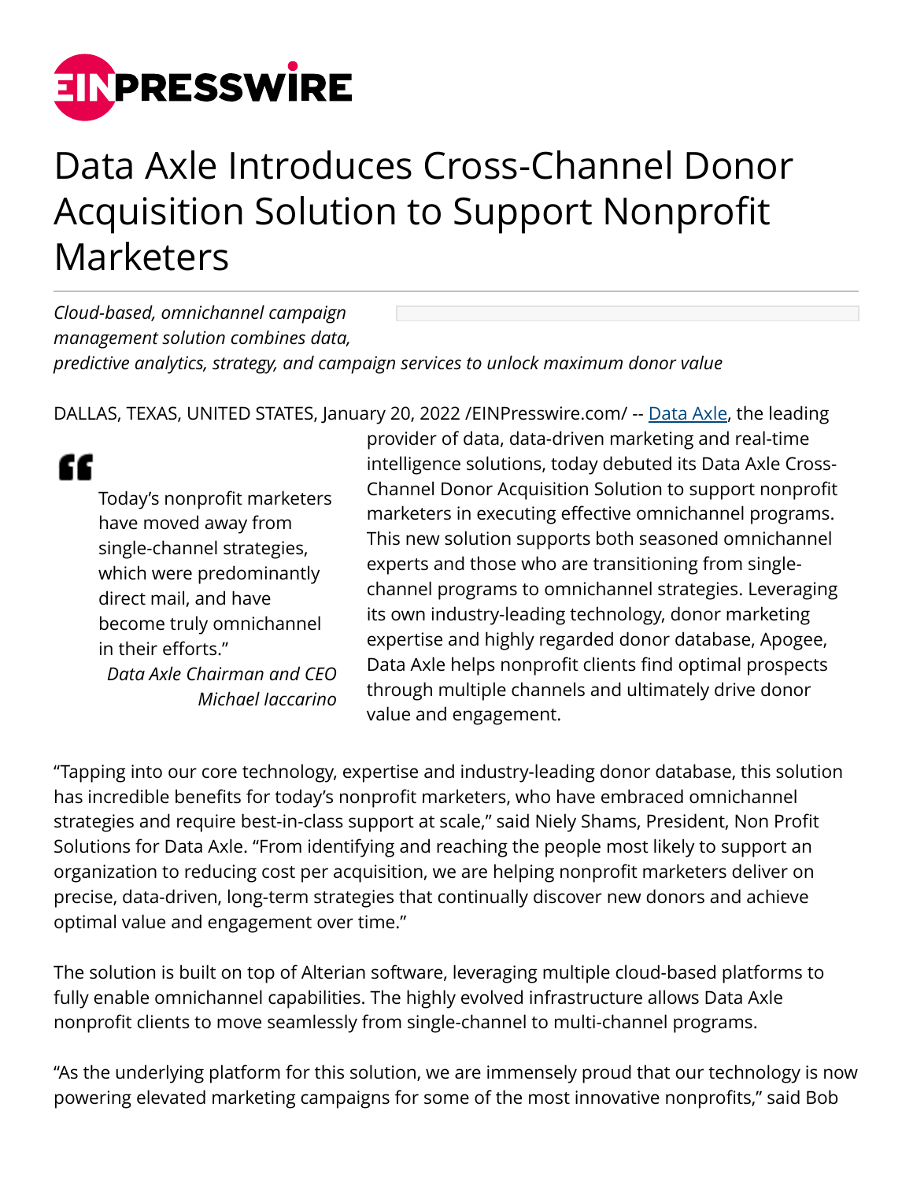# Data Axle Introduces Cross-Channel Donor Acquisition Solution to Support Nonprofit Marketers

*Cloud-based, omnichannel campaign management solution combines data, predictive analytics, strategy, and campaign services to unlock maximum donor value*

DALLAS, TEXAS, UNITED STATES, January 20, 2022 /EINPresswire.com/ -- [Data Axle](Data Axle), the leading provider of data, data-driven marketing and real-time intelligence solutions, today debuted its Data Axle Cross-Channel Donor Acquisition Solution to support nonprofit marketers in executing effective omnichannel programs. This new solution supports both seasoned omnichannel experts and those who are transitioning from single-channel programs to omnichannel strategies. Leveraging its own industry-leading technology, donor marketing expertise and highly regarded donor database, Apogee, Data Axle helps nonprofit clients find optimal prospects through multiple channels and ultimately drive donor value and engagement.

> "Today's nonprofit marketers have moved away from single-channel strategies, which were predominantly direct mail, and have become truly omnichannel in their efforts."
>
> *Data Axle Chairman and CEO Michael Iaccarino*

"Tapping into our core technology, expertise and industry-leading donor database, this solution has incredible benefits for today's nonprofit marketers, who have embraced omnichannel strategies and require best-in-class support at scale," said Niely Shams, President, Non Profit Solutions for Data Axle. "From identifying and reaching the people most likely to support an organization to reducing cost per acquisition, we are helping nonprofit marketers deliver on precise, data-driven, long-term strategies that continually discover new donors and achieve optimal value and engagement over time."

The solution is built on top of Alterian software, leveraging multiple cloud-based platforms to fully enable omnichannel capabilities. The highly evolved infrastructure allows Data Axle nonprofit clients to move seamlessly from single-channel to multi-channel programs.

"As the underlying platform for this solution, we are immensely proud that our technology is now powering elevated marketing campaigns for some of the most innovative nonprofits," said Bob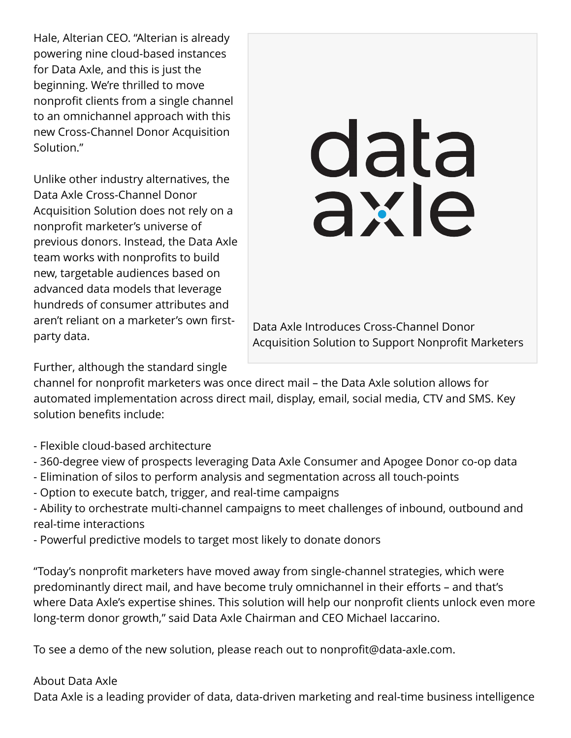Hale, Alterian CEO. "Alterian is already powering nine cloud-based instances for Data Axle, and this is just the beginning. We're thrilled to move nonprofit clients from a single channel to an omnichannel approach with this new Cross-Channel Donor Acquisition Solution."

Data Axle Introduces Cross-Channel Donor Acquisition Solution to Support Nonprofit Marketers

Unlike other industry alternatives, the Data Axle Cross-Channel Donor Acquisition Solution does not rely on a nonprofit marketer's universe of previous donors. Instead, the Data Axle team works with nonprofits to build new, targetable audiences based on advanced data models that leverage hundreds of consumer attributes and aren't reliant on a marketer's own first-party data.

Further, although the standard single channel for nonprofit marketers was once direct mail – the Data Axle solution allows for automated implementation across direct mail, display, email, social media, CTV and SMS. Key solution benefits include:

- Flexible cloud-based architecture
- 360-degree view of prospects leveraging Data Axle Consumer and Apogee Donor co-op data
- Elimination of silos to perform analysis and segmentation across all touch-points
- Option to execute batch, trigger, and real-time campaigns
- Ability to orchestrate multi-channel campaigns to meet challenges of inbound, outbound and real-time interactions
- Powerful predictive models to target most likely to donate donors

"Today's nonprofit marketers have moved away from single-channel strategies, which were predominantly direct mail, and have become truly omnichannel in their efforts – and that's where Data Axle's expertise shines. This solution will help our nonprofit clients unlock even more long-term donor growth," said Data Axle Chairman and CEO Michael Iaccarino.

To see a demo of the new solution, please reach out to nonprofit@data-axle.com.

About Data Axle

Data Axle is a leading provider of data, data-driven marketing and real-time business intelligence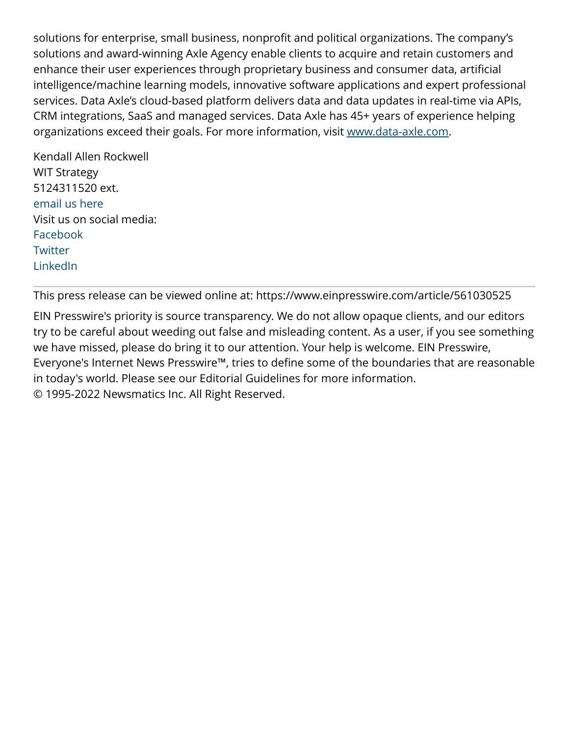solutions for enterprise, small business, nonprofit and political organizations. The company's solutions and award-winning Axle Agency enable clients to acquire and retain customers and enhance their user experiences through proprietary business and consumer data, artificial intelligence/machine learning models, innovative software applications and expert professional services. Data Axle's cloud-based platform delivers data and data updates in real-time via APIs, CRM integrations, SaaS and managed services. Data Axle has 45+ years of experience helping organizations exceed their goals. For more information, visit www.data-axle.com.

Kendall Allen Rockwell
WIT Strategy
5124311520 ext.
email us here
Visit us on social media:
Facebook
Twitter
LinkedIn

---

This press release can be viewed online at: https://www.einpresswire.com/article/561030525

EIN Presswire's priority is source transparency. We do not allow opaque clients, and our editors try to be careful about weeding out false and misleading content. As a user, if you see something we have missed, please do bring it to our attention. Your help is welcome. EIN Presswire, Everyone's Internet News Presswire™, tries to define some of the boundaries that are reasonable in today's world. Please see our Editorial Guidelines for more information.
© 1995-2022 Newsmatics Inc. All Right Reserved.